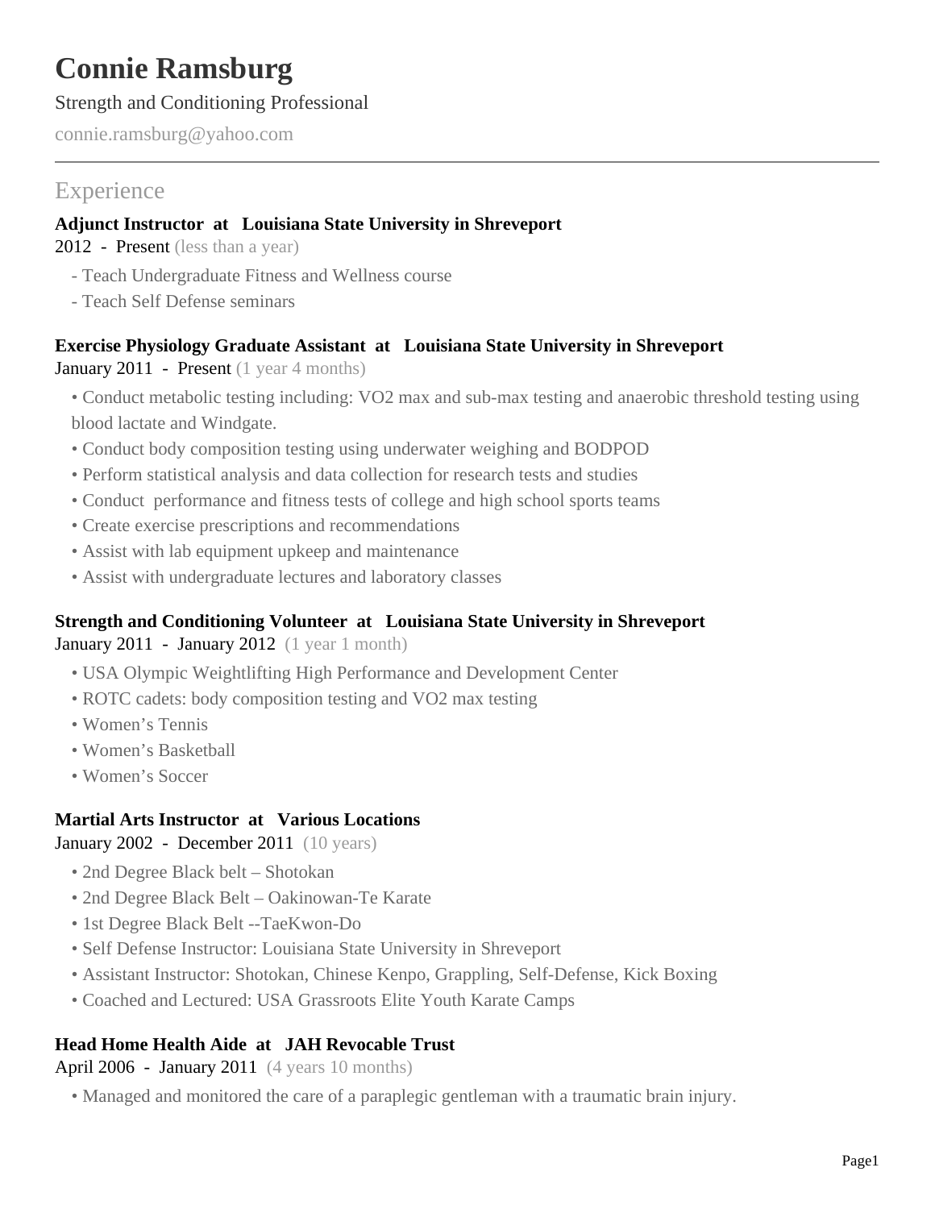# Connie Ramsburg

Strength and Conditioning Professional

connie.ramsburg@yahoo.com

## Experience

**Adjunct Instructor at Louisiana State University in Shreveport**

2012 - Present (less than a year)

- Teach Undergraduate Fitness and Wellness course
- Teach Self Defense seminars

**Exercise Physiology Graduate Assistant at Louisiana State University in Shreveport**

January 2011 - Present (1 year 4 months)

- Conduct metabolic testing including: VO2 max and sub-max testing and anaerobic threshold testing using blood lactate and Windgate.
- Conduct body composition testing using underwater weighing and BODPOD
- Perform statistical analysis and data collection for research tests and studies
- Conduct performance and fitness tests of college and high school sports teams
- Create exercise prescriptions and recommendations
- Assist with lab equipment upkeep and maintenance
- Assist with undergraduate lectures and laboratory classes

**Strength and Conditioning Volunteer at Louisiana State University in Shreveport**

January 2011 - January 2012 (1 year 1 month)

- USA Olympic Weightlifting High Performance and Development Center
- ROTC cadets: body composition testing and VO2 max testing
- Women's Tennis
- Women's Basketball
- Women's Soccer

**Martial Arts Instructor at Various Locations**

January 2002 - December 2011 (10 years)

- 2nd Degree Black belt – Shotokan
- 2nd Degree Black Belt – Oakinowan-Te Karate
- 1st Degree Black Belt --TaeKwon-Do
- Self Defense Instructor: Louisiana State University in Shreveport
- Assistant Instructor: Shotokan, Chinese Kenpo, Grappling, Self-Defense, Kick Boxing
- Coached and Lectured: USA Grassroots Elite Youth Karate Camps

**Head Home Health Aide at JAH Revocable Trust**

April 2006 - January 2011 (4 years 10 months)

- Managed and monitored the care of a paraplegic gentleman with a traumatic brain injury.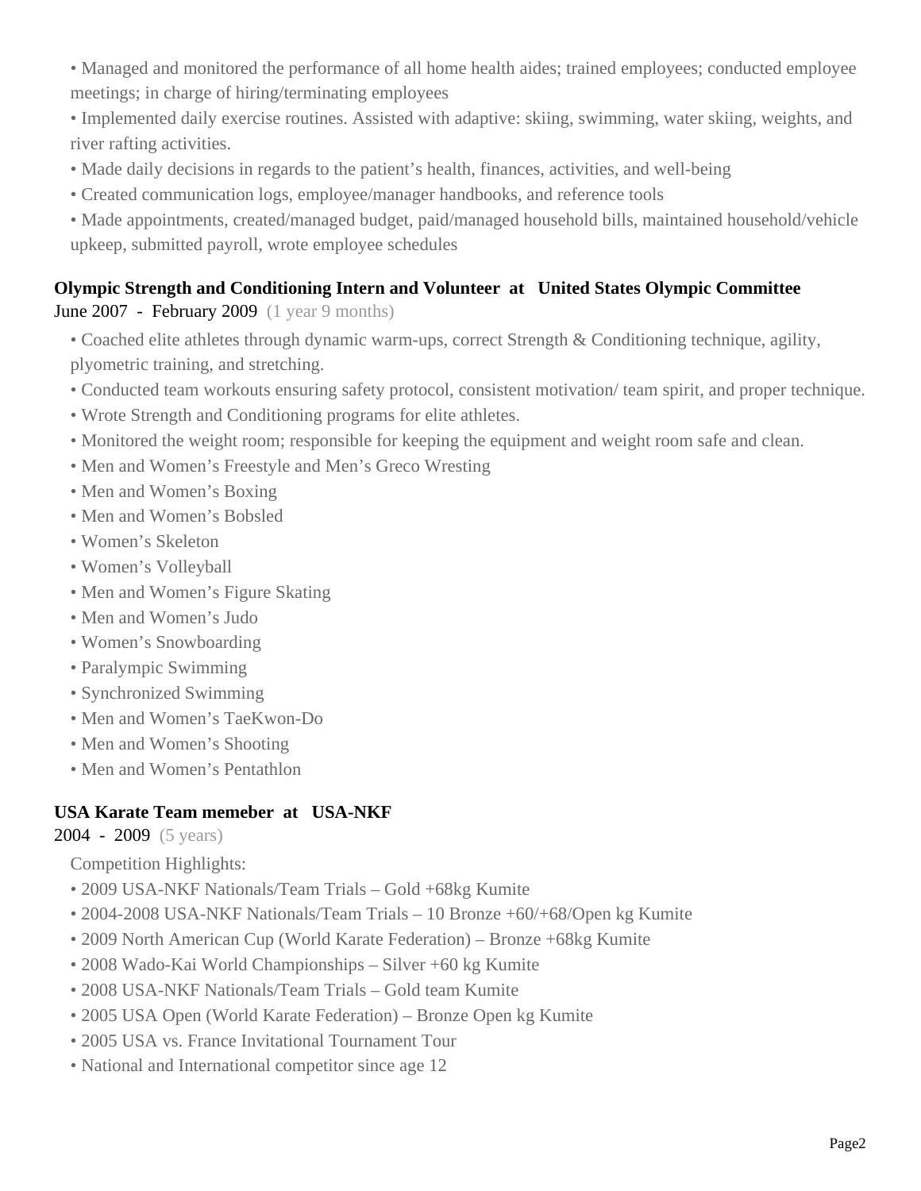- Managed and monitored the performance of all home health aides; trained employees; conducted employee meetings; in charge of hiring/terminating employees
- Implemented daily exercise routines. Assisted with adaptive: skiing, swimming, water skiing, weights, and river rafting activities.
- Made daily decisions in regards to the patient's health, finances, activities, and well-being
- Created communication logs, employee/manager handbooks, and reference tools
- Made appointments, created/managed budget, paid/managed household bills, maintained household/vehicle upkeep, submitted payroll, wrote employee schedules

### Olympic Strength and Conditioning Intern and Volunteer at United States Olympic Committee

June 2007 - February 2009 (1 year 9 months)

- Coached elite athletes through dynamic warm-ups, correct Strength & Conditioning technique, agility, plyometric training, and stretching.
- Conducted team workouts ensuring safety protocol, consistent motivation/ team spirit, and proper technique.
- Wrote Strength and Conditioning programs for elite athletes.
- Monitored the weight room; responsible for keeping the equipment and weight room safe and clean.
- Men and Women's Freestyle and Men's Greco Wresting
- Men and Women's Boxing
- Men and Women's Bobsled
- Women's Skeleton
- Women's Volleyball
- Men and Women's Figure Skating
- Men and Women's Judo
- Women's Snowboarding
- Paralympic Swimming
- Synchronized Swimming
- Men and Women's TaeKwon-Do
- Men and Women's Shooting
- Men and Women's Pentathlon

### USA Karate Team memeber at USA-NKF

2004 - 2009 (5 years)

Competition Highlights:

- 2009 USA-NKF Nationals/Team Trials – Gold +68kg Kumite
- 2004-2008 USA-NKF Nationals/Team Trials – 10 Bronze +60/+68/Open kg Kumite
- 2009 North American Cup (World Karate Federation) – Bronze +68kg Kumite
- 2008 Wado-Kai World Championships – Silver +60 kg Kumite
- 2008 USA-NKF Nationals/Team Trials – Gold team Kumite
- 2005 USA Open (World Karate Federation) – Bronze Open kg Kumite
- 2005 USA vs. France Invitational Tournament Tour
- National and International competitor since age 12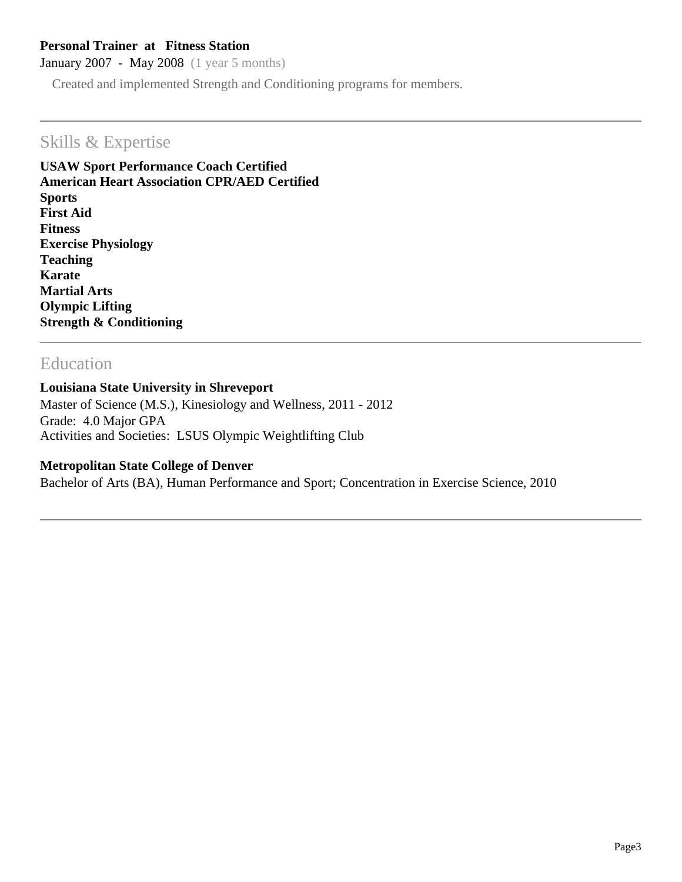**Personal Trainer at Fitness Station**

January 2007 - May 2008 (1 year 5 months)

Created and implemented Strength and Conditioning programs for members.

## Skills & Expertise

**USAW Sport Performance Coach Certified**
**American Heart Association CPR/AED Certified**
**Sports**
**First Aid**
**Fitness**
**Exercise Physiology**
**Teaching**
**Karate**
**Martial Arts**
**Olympic Lifting**
**Strength & Conditioning**

## Education

**Louisiana State University in Shreveport**

Master of Science (M.S.), Kinesiology and Wellness, 2011 - 2012
Grade: 4.0 Major GPA
Activities and Societies: LSUS Olympic Weightlifting Club

**Metropolitan State College of Denver**

Bachelor of Arts (BA), Human Performance and Sport; Concentration in Exercise Science, 2010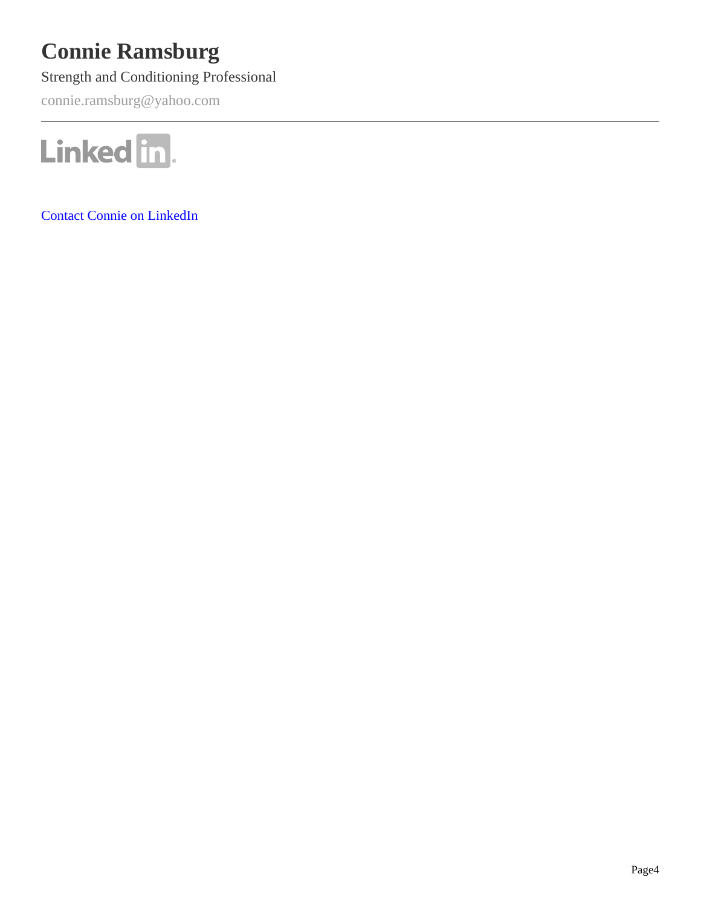# Connie Ramsburg

Strength and Conditioning Professional

connie.ramsburg@yahoo.com

---

LinkedIn

Contact Connie on LinkedIn